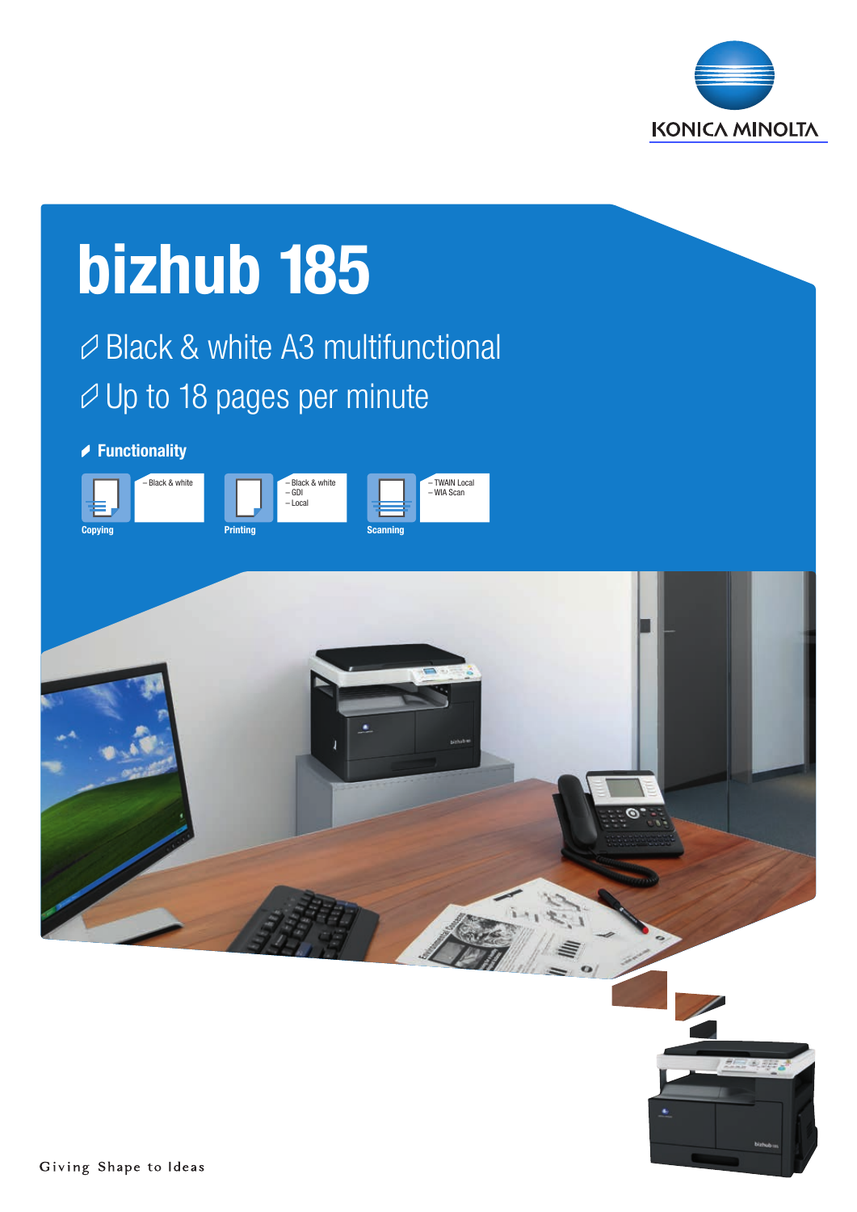KONICA MINOLTA

# bizhub 185

- Black & white A3 multifunctional
- Up to 18 pages per minute

## Functionality

**Copying**
– Black & white

**Printing**
– Black & white
– GDI
– Local

**Scanning**
– TWAIN Local
– WIA Scan

Giving Shape to Ideas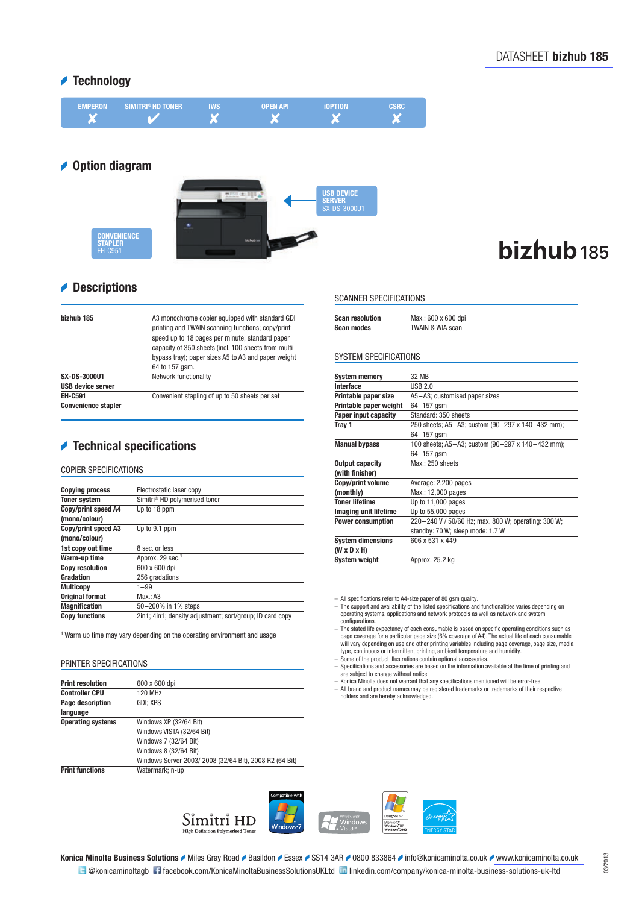DATASHEET **bizhub 185**

## Technology

| EMPERON | SIMITRI® HD TONER | IWS | OPEN API | iOPTION | CSRC |
|---|---|---|---|---|---|
| ✘ | ✔ | ✘ | ✘ | ✘ | ✘ |

## Option diagram

USB DEVICE SERVER SX-DS-3000U1

CONVENIENCE STAPLER EH-C591

bizhub 185

## Descriptions

| | |
|---|---|
| **bizhub 185** | A3 monochrome copier equipped with standard GDI printing and TWAIN scanning functions; copy/print speed up to 18 pages per minute; standard paper capacity of 350 sheets (incl. 100 sheets from multi bypass tray); paper sizes A5 to A3 and paper weight 64 to 157 gsm. |
| **SX-DS-3000U1 USB device server** | Network functionality |
| **EH-C591 Convenience stapler** | Convenient stapling of up to 50 sheets per set |

## Technical specifications

### COPIER SPECIFICATIONS

| | |
|---|---|
| **Copying process** | Electrostatic laser copy |
| **Toner system** | Simitri® HD polymerised toner |
| **Copy/print speed A4 (mono/colour)** | Up to 18 ppm |
| **Copy/print speed A3 (mono/colour)** | Up to 9.1 ppm |
| **1st copy out time** | 8 sec. or less |
| **Warm-up time** | Approx. 29 sec.[1] |
| **Copy resolution** | 600 x 600 dpi |
| **Gradation** | 256 gradations |
| **Multicopy** | 1–99 |
| **Original format** | Max.: A3 |
| **Magnification** | 50–200% in 1% steps |
| **Copy functions** | 2in1; 4in1; density adjustment; sort/group; ID card copy |

[1] Warm up time may vary depending on the operating environment and usage

### PRINTER SPECIFICATIONS

| | |
|---|---|
| **Print resolution** | 600 x 600 dpi |
| **Controller CPU** | 120 MHz |
| **Page description language** | GDI; XPS |
| **Operating systems** | Windows XP (32/64 Bit)<br>Windows VISTA (32/64 Bit)<br>Windows 7 (32/64 Bit)<br>Windows 8 (32/64 Bit)<br>Windows Server 2003/ 2008 (32/64 Bit), 2008 R2 (64 Bit) |
| **Print functions** | Watermark; n-up |

### SCANNER SPECIFICATIONS

| | |
|---|---|
| **Scan resolution** | Max.: 600 x 600 dpi |
| **Scan modes** | TWAIN & WIA scan |

### SYSTEM SPECIFICATIONS

| | |
|---|---|
| **System memory** | 32 MB |
| **Interface** | USB 2.0 |
| **Printable paper size** | A5–A3; customised paper sizes |
| **Printable paper weight** | 64–157 gsm |
| **Paper input capacity** | Standard: 350 sheets |
| **Tray 1** | 250 sheets; A5–A3; custom (90–297 x 140–432 mm); 64–157 gsm |
| **Manual bypass** | 100 sheets; A5–A3; custom (90–297 x 140–432 mm); 64–157 gsm |
| **Output capacity (with finisher)** | Max.: 250 sheets |
| **Copy/print volume (monthly)** | Average: 2,200 pages<br>Max.: 12,000 pages |
| **Toner lifetime** | Up to 11,000 pages |
| **Imaging unit lifetime** | Up to 55,000 pages |
| **Power consumption** | 220–240 V / 50/60 Hz; max. 800 W; operating: 300 W; standby: 70 W; sleep mode: 1.7 W |
| **System dimensions (W x D x H)** | 606 x 531 x 449 |
| **System weight** | Approx. 25.2 kg |

- All specifications refer to A4-size paper of 80 gsm quality.
- The support and availability of the listed specifications and functionalities varies depending on operating systems, applications and network protocols as well as network and system configurations.
- The stated life expectancy of each consumable is based on specific operating conditions such as page coverage for a particular page size (6% coverage of A4). The actual life of each consumable will vary depending on use and other printing variables including page coverage, page size, media type, continuous or intermittent printing, ambient temperature and humidity.
- Some of the product illustrations contain optional accessories.
- Specifications and accessories are based on the information available at the time of printing and are subject to change without notice.
- Konica Minolta does not warrant that any specifications mentioned will be error-free.
- All brand and product names may be registered trademarks or trademarks of their respective holders and are hereby acknowledged.

Simitri HD High Definition Polymerised Toner

**Konica Minolta Business Solutions** / Miles Gray Road / Basildon / Essex / SS14 3AR / 0800 833864 / info@konicaminolta.co.uk / www.konicaminolta.co.uk

@konicaminoltagb | facebook.com/KonicaMinoltaBusinessSolutionsUKLtd | linkedin.com/company/konica-minolta-business-solutions-uk-ltd

03/2013